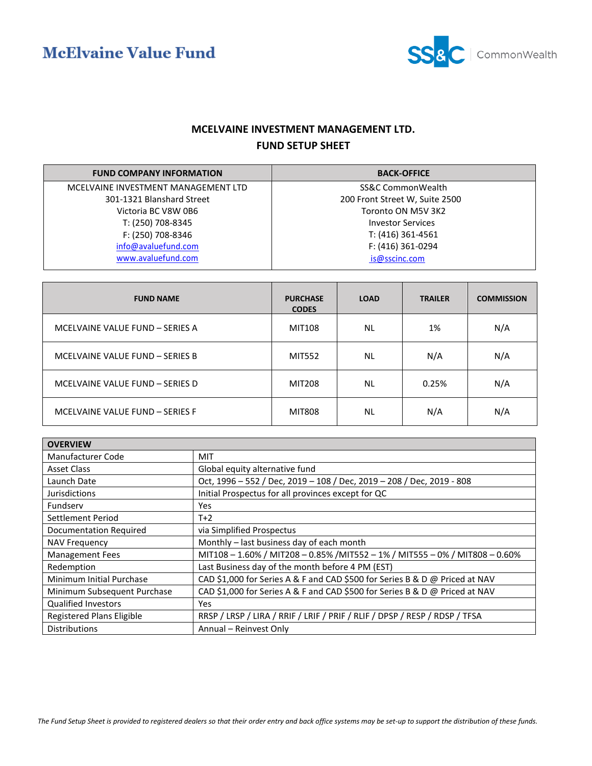McElvaine Value Fund

SS&C | CommonWealth

## MCELVAINE INVESTMENT MANAGEMENT LTD.
## FUND SETUP SHEET

| FUND COMPANY INFORMATION | BACK-OFFICE |
|---|---|
| MCELVAINE INVESTMENT MANAGEMENT LTD<br>301-1321 Blanshard Street<br>Victoria BC V8W 0B6<br>T: (250) 708-8345<br>F: (250) 708-8346<br>info@avaluefund.com<br>www.avaluefund.com | SS&C CommonWealth<br>200 Front Street W, Suite 2500<br>Toronto ON M5V 3K2<br>Investor Services<br>T: (416) 361-4561<br>F: (416) 361-0294<br>is@sscinc.com |

| FUND NAME | PURCHASE CODES | LOAD | TRAILER | COMMISSION |
|---|---|---|---|---|
| MCELVAINE VALUE FUND – SERIES A | MIT108 | NL | 1% | N/A |
| MCELVAINE VALUE FUND – SERIES B | MIT552 | NL | N/A | N/A |
| MCELVAINE VALUE FUND – SERIES D | MIT208 | NL | 0.25% | N/A |
| MCELVAINE VALUE FUND – SERIES F | MIT808 | NL | N/A | N/A |

| OVERVIEW | |
|---|---|
| Manufacturer Code | MIT |
| Asset Class | Global equity alternative fund |
| Launch Date | Oct, 1996 – 552 / Dec, 2019 – 108 / Dec, 2019 – 208 / Dec, 2019 - 808 |
| Jurisdictions | Initial Prospectus for all provinces except for QC |
| Fundserv | Yes |
| Settlement Period | T+2 |
| Documentation Required | via Simplified Prospectus |
| NAV Frequency | Monthly – last business day of each month |
| Management Fees | MIT108 – 1.60% / MIT208 – 0.85% /MIT552 – 1% / MIT555 – 0% / MIT808 – 0.60% |
| Redemption | Last Business day of the month before 4 PM (EST) |
| Minimum Initial Purchase | CAD $1,000 for Series A & F and CAD $500 for Series B & D @ Priced at NAV |
| Minimum Subsequent Purchase | CAD $1,000 for Series A & F and CAD $500 for Series B & D @ Priced at NAV |
| Qualified Investors | Yes |
| Registered Plans Eligible | RRSP / LRSP / LIRA / RRIF / LRIF / PRIF / RLIF / DPSP / RESP / RDSP / TFSA |
| Distributions | Annual – Reinvest Only |

*The Fund Setup Sheet is provided to registered dealers so that their order entry and back office systems may be set-up to support the distribution of these funds.*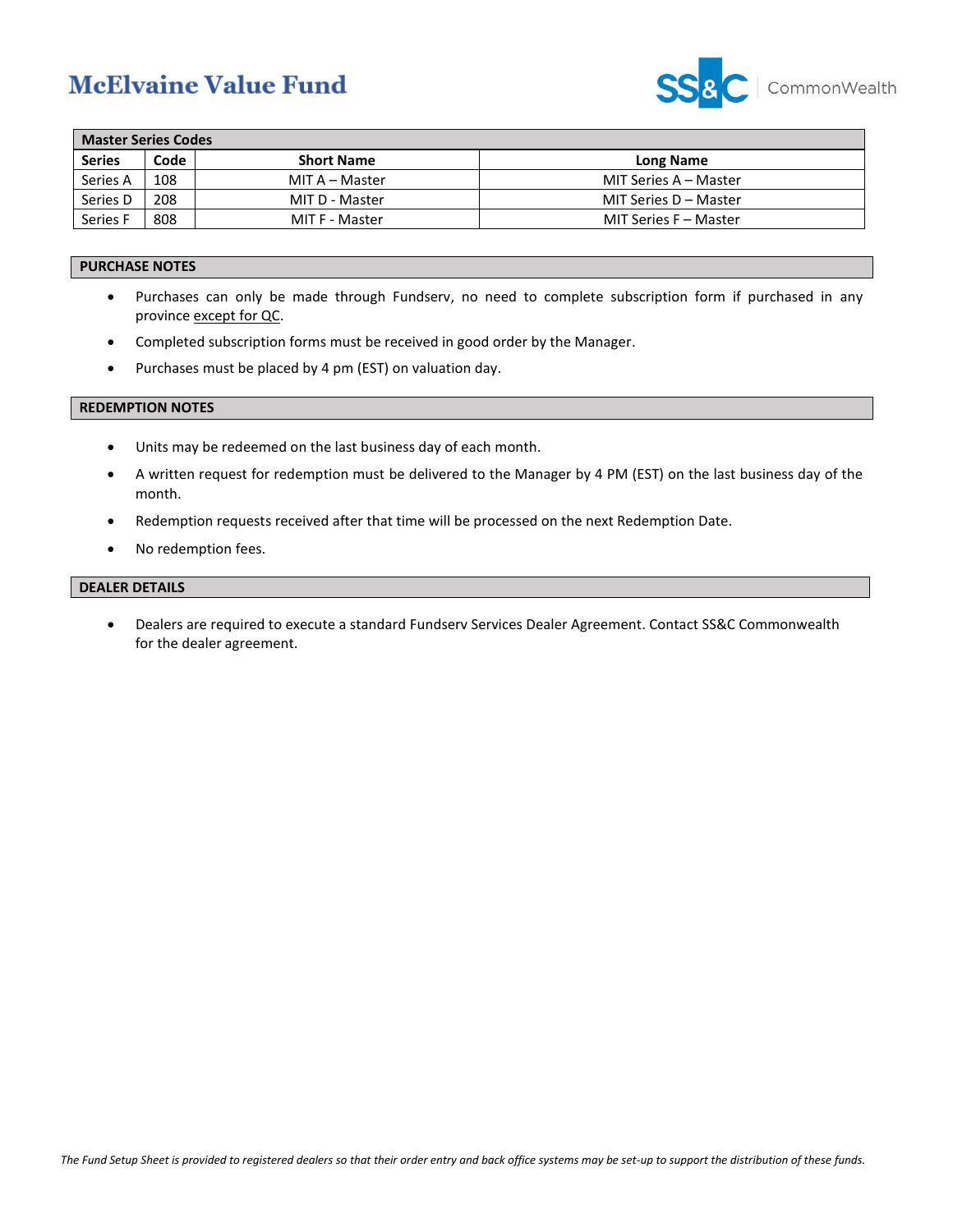# McElvaine Value Fund

SS&C CommonWealth

| Master Series Codes | | | |
|---|---|---|---|
| **Series** | **Code** | **Short Name** | **Long Name** |
| Series A | 108 | MIT A – Master | MIT Series A – Master |
| Series D | 208 | MIT D - Master | MIT Series D – Master |
| Series F | 808 | MIT F - Master | MIT Series F – Master |

## PURCHASE NOTES

- Purchases can only be made through Fundserv, no need to complete subscription form if purchased in any province except for QC.
- Completed subscription forms must be received in good order by the Manager.
- Purchases must be placed by 4 pm (EST) on valuation day.

## REDEMPTION NOTES

- Units may be redeemed on the last business day of each month.
- A written request for redemption must be delivered to the Manager by 4 PM (EST) on the last business day of the month.
- Redemption requests received after that time will be processed on the next Redemption Date.
- No redemption fees.

## DEALER DETAILS

- Dealers are required to execute a standard Fundserv Services Dealer Agreement. Contact SS&C Commonwealth for the dealer agreement.

*The Fund Setup Sheet is provided to registered dealers so that their order entry and back office systems may be set-up to support the distribution of these funds.*